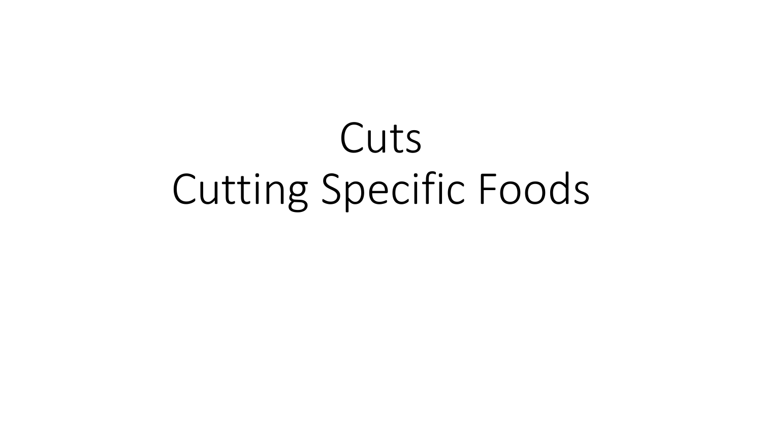# Cuts
# Cutting Specific Foods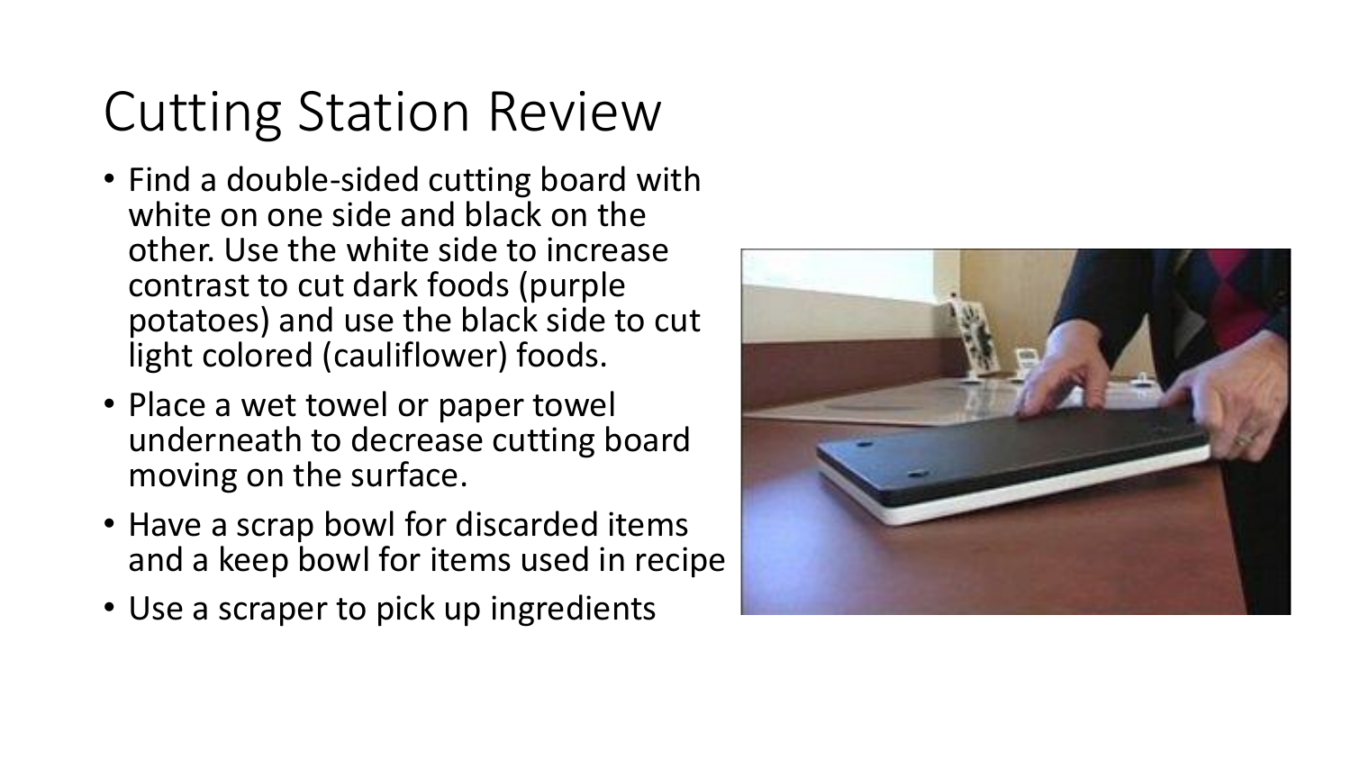# Cutting Station Review

- Find a double-sided cutting board with white on one side and black on the other. Use the white side to increase contrast to cut dark foods (purple potatoes) and use the black side to cut light colored (cauliflower) foods.
- Place a wet towel or paper towel underneath to decrease cutting board moving on the surface.
- Have a scrap bowl for discarded items and a keep bowl for items used in recipe
- Use a scraper to pick up ingredients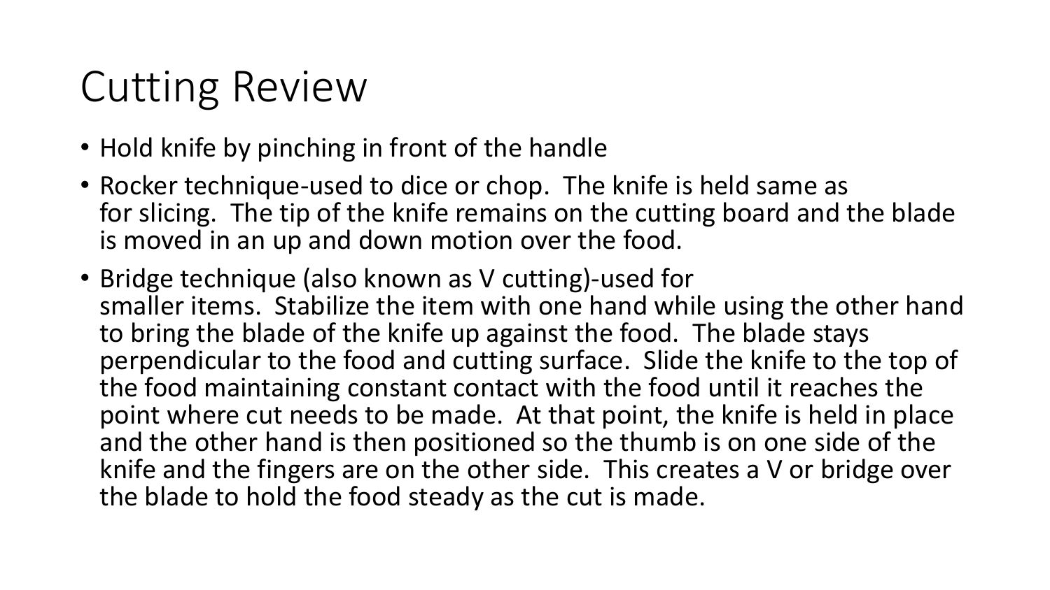# Cutting Review

- Hold knife by pinching in front of the handle
- Rocker technique-used to dice or chop. The knife is held same as for slicing. The tip of the knife remains on the cutting board and the blade is moved in an up and down motion over the food.
- Bridge technique (also known as V cutting)-used for smaller items. Stabilize the item with one hand while using the other hand to bring the blade of the knife up against the food. The blade stays perpendicular to the food and cutting surface. Slide the knife to the top of the food maintaining constant contact with the food until it reaches the point where cut needs to be made. At that point, the knife is held in place and the other hand is then positioned so the thumb is on one side of the knife and the fingers are on the other side. This creates a V or bridge over the blade to hold the food steady as the cut is made.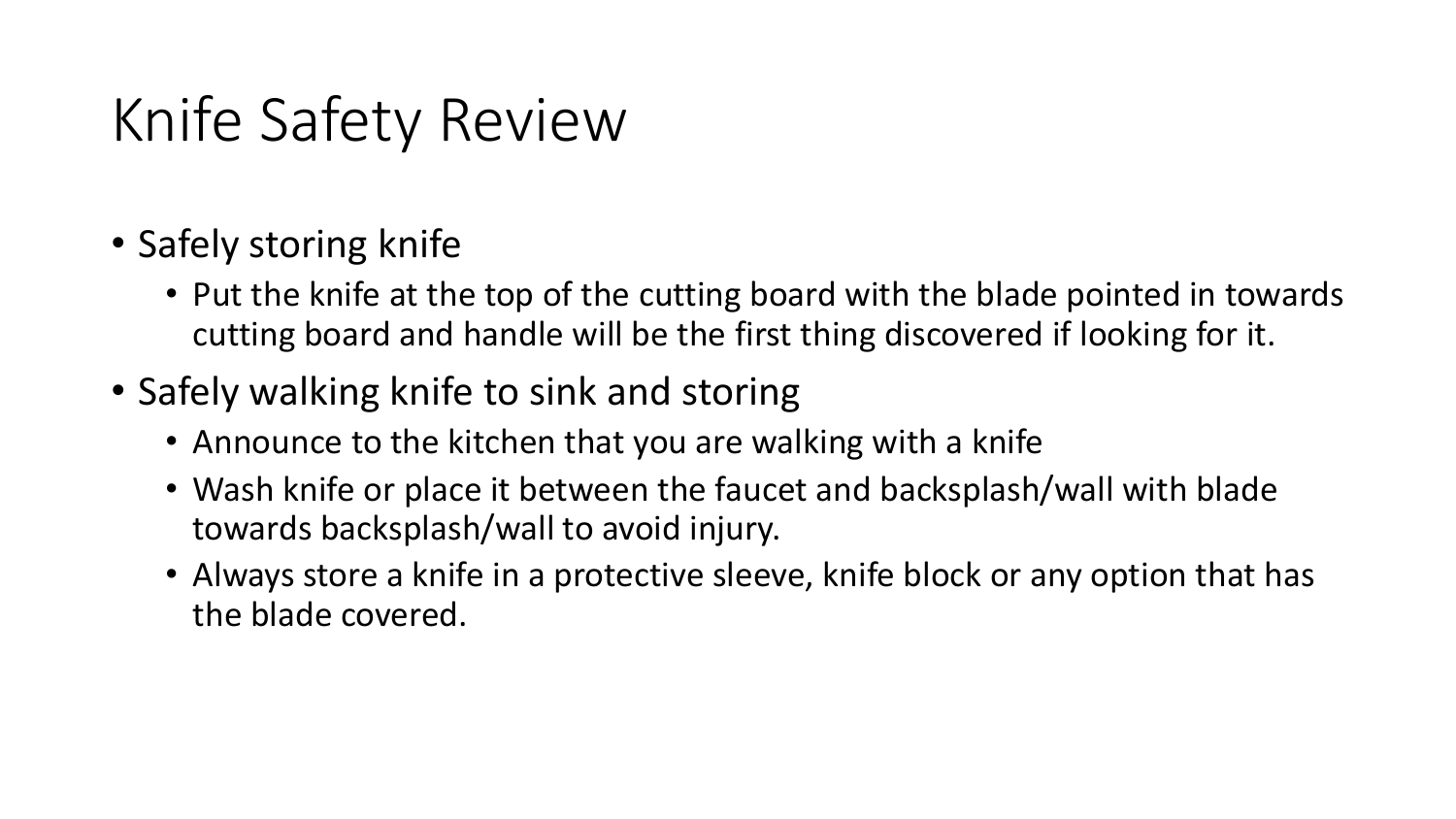# Knife Safety Review

- Safely storing knife
  - Put the knife at the top of the cutting board with the blade pointed in towards cutting board and handle will be the first thing discovered if looking for it.
- Safely walking knife to sink and storing
  - Announce to the kitchen that you are walking with a knife
  - Wash knife or place it between the faucet and backsplash/wall with blade towards backsplash/wall to avoid injury.
  - Always store a knife in a protective sleeve, knife block or any option that has the blade covered.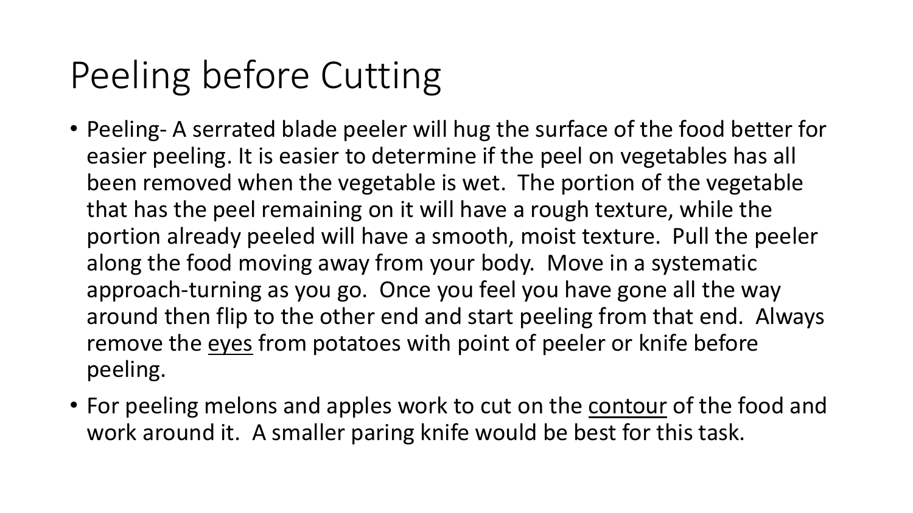# Peeling before Cutting

- Peeling- A serrated blade peeler will hug the surface of the food better for easier peeling. It is easier to determine if the peel on vegetables has all been removed when the vegetable is wet. The portion of the vegetable that has the peel remaining on it will have a rough texture, while the portion already peeled will have a smooth, moist texture. Pull the peeler along the food moving away from your body. Move in a systematic approach-turning as you go. Once you feel you have gone all the way around then flip to the other end and start peeling from that end. Always remove the <u>eyes</u> from potatoes with point of peeler or knife before peeling.
- For peeling melons and apples work to cut on the <u>contour</u> of the food and work around it. A smaller paring knife would be best for this task.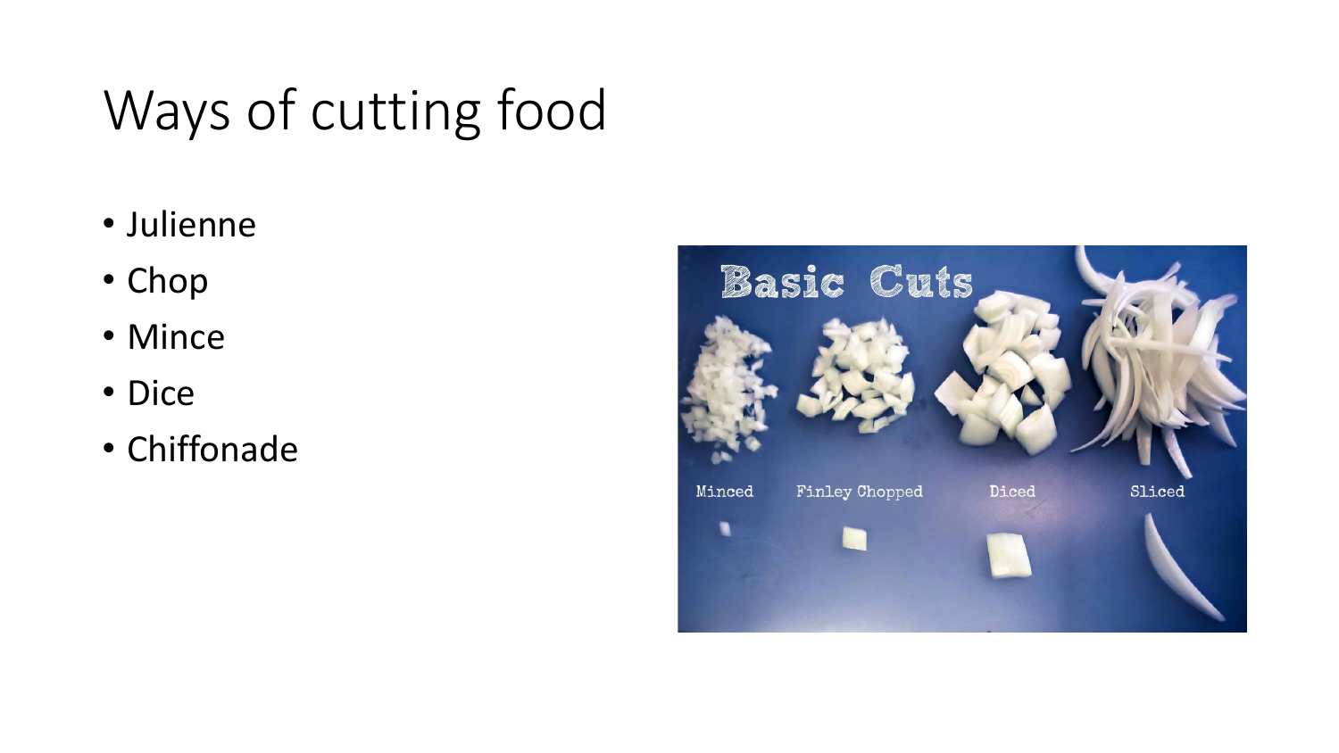# Ways of cutting food

- Julienne
- Chop
- Mince
- Dice
- Chiffonade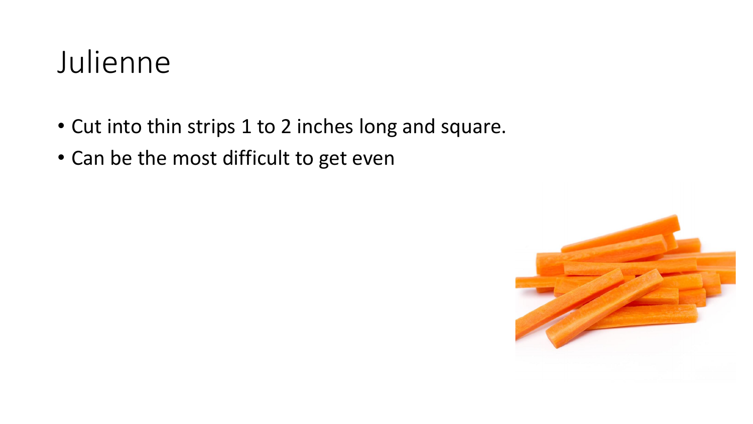# Julienne

- Cut into thin strips 1 to 2 inches long and square.
- Can be the most difficult to get even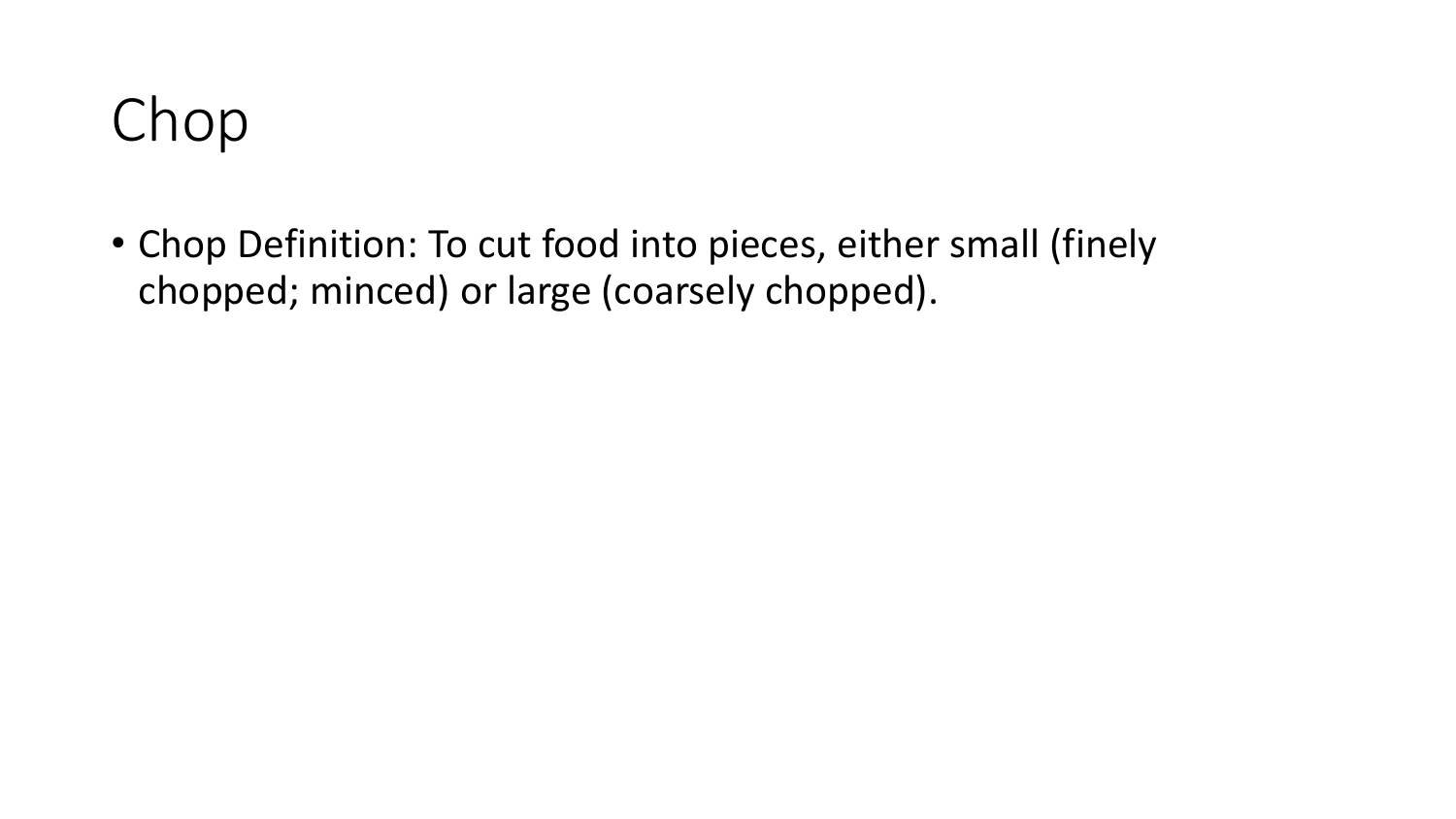# Chop

- Chop Definition: To cut food into pieces, either small (finely chopped; minced) or large (coarsely chopped).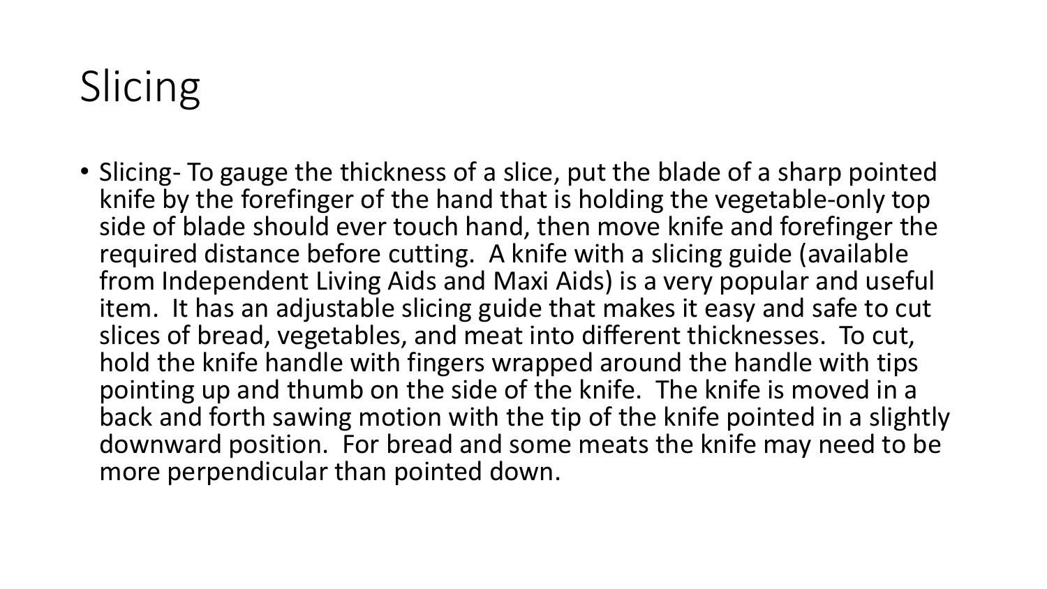# Slicing

- Slicing- To gauge the thickness of a slice, put the blade of a sharp pointed knife by the forefinger of the hand that is holding the vegetable-only top side of blade should ever touch hand, then move knife and forefinger the required distance before cutting. A knife with a slicing guide (available from Independent Living Aids and Maxi Aids) is a very popular and useful item. It has an adjustable slicing guide that makes it easy and safe to cut slices of bread, vegetables, and meat into different thicknesses. To cut, hold the knife handle with fingers wrapped around the handle with tips pointing up and thumb on the side of the knife. The knife is moved in a back and forth sawing motion with the tip of the knife pointed in a slightly downward position. For bread and some meats the knife may need to be more perpendicular than pointed down.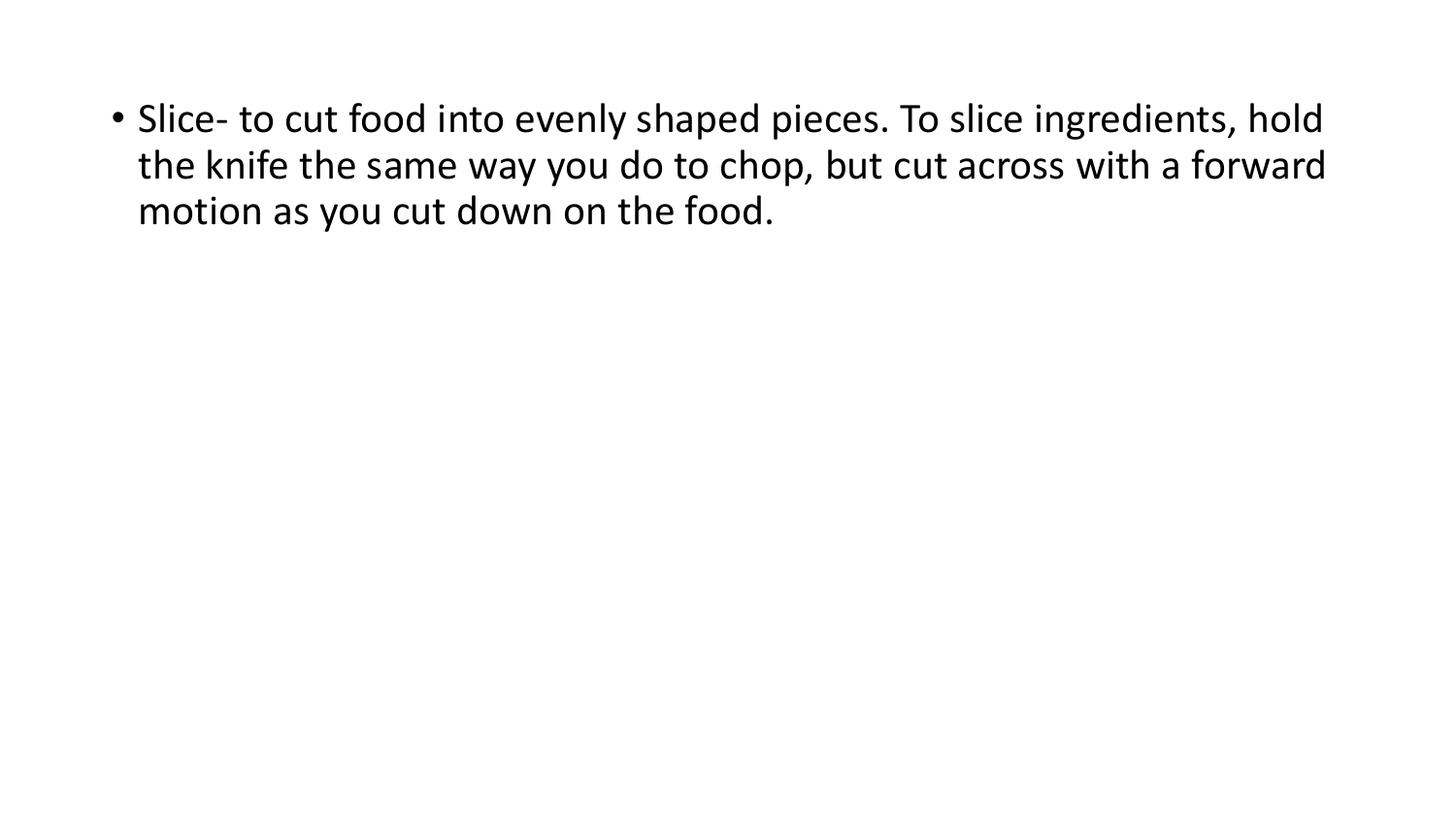- Slice- to cut food into evenly shaped pieces. To slice ingredients, hold the knife the same way you do to chop, but cut across with a forward motion as you cut down on the food.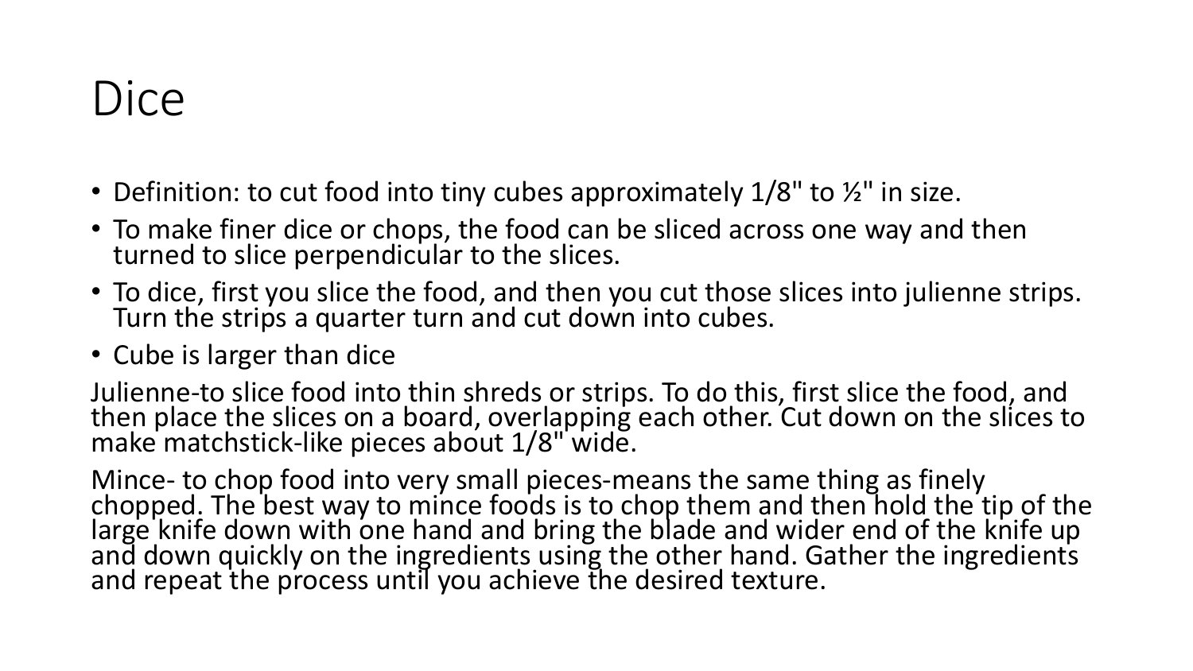# Dice

- Definition: to cut food into tiny cubes approximately 1/8" to ½" in size.
- To make finer dice or chops, the food can be sliced across one way and then turned to slice perpendicular to the slices.
- To dice, first you slice the food, and then you cut those slices into julienne strips. Turn the strips a quarter turn and cut down into cubes.
- Cube is larger than dice

Julienne-to slice food into thin shreds or strips. To do this, first slice the food, and then place the slices on a board, overlapping each other. Cut down on the slices to make matchstick-like pieces about 1/8" wide.

Mince- to chop food into very small pieces-means the same thing as finely chopped. The best way to mince foods is to chop them and then hold the tip of the large knife down with one hand and bring the blade and wider end of the knife up and down quickly on the ingredients using the other hand. Gather the ingredients and repeat the process until you achieve the desired texture.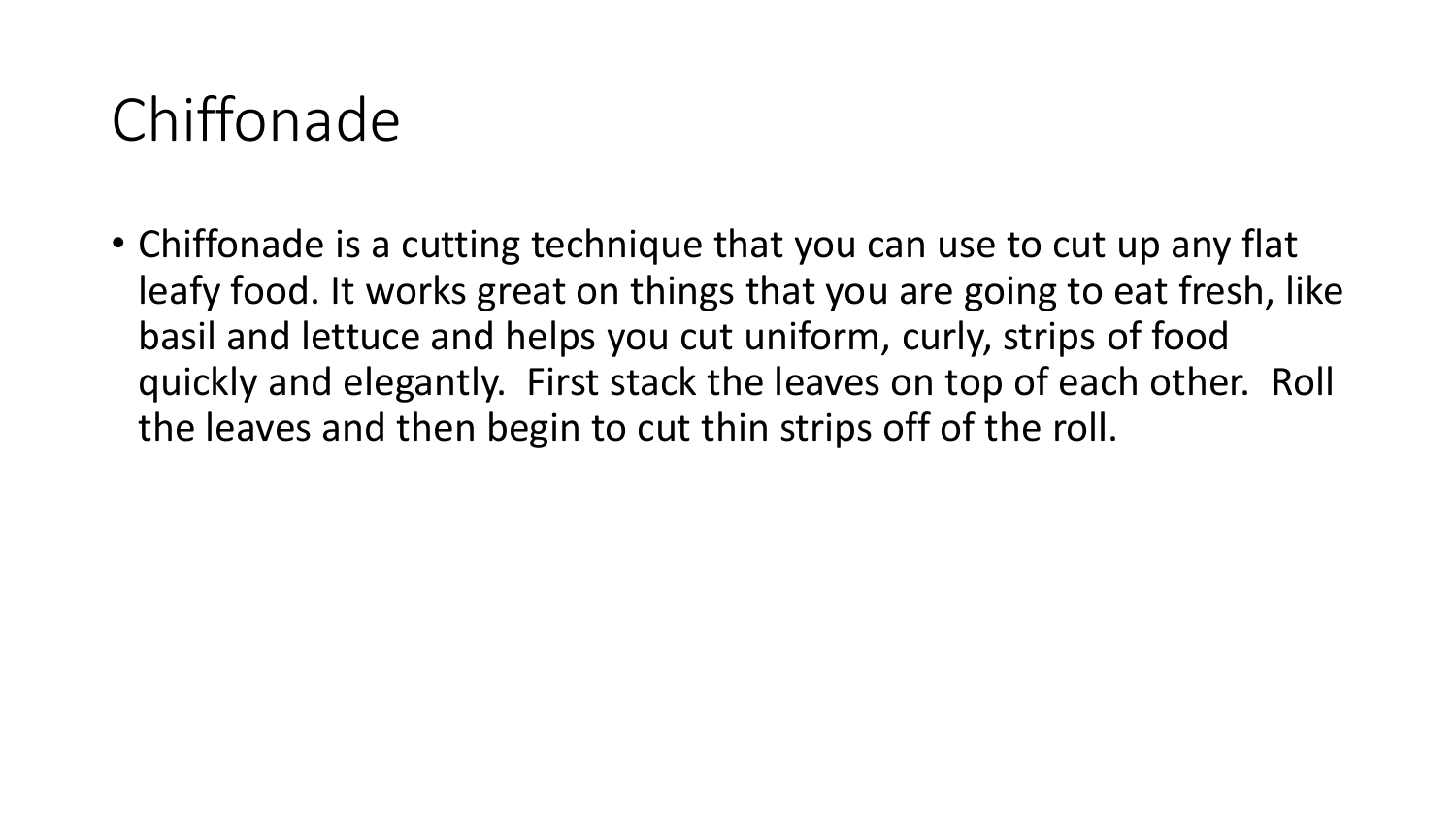# Chiffonade

- Chiffonade is a cutting technique that you can use to cut up any flat leafy food. It works great on things that you are going to eat fresh, like basil and lettuce and helps you cut uniform, curly, strips of food quickly and elegantly. First stack the leaves on top of each other. Roll the leaves and then begin to cut thin strips off of the roll.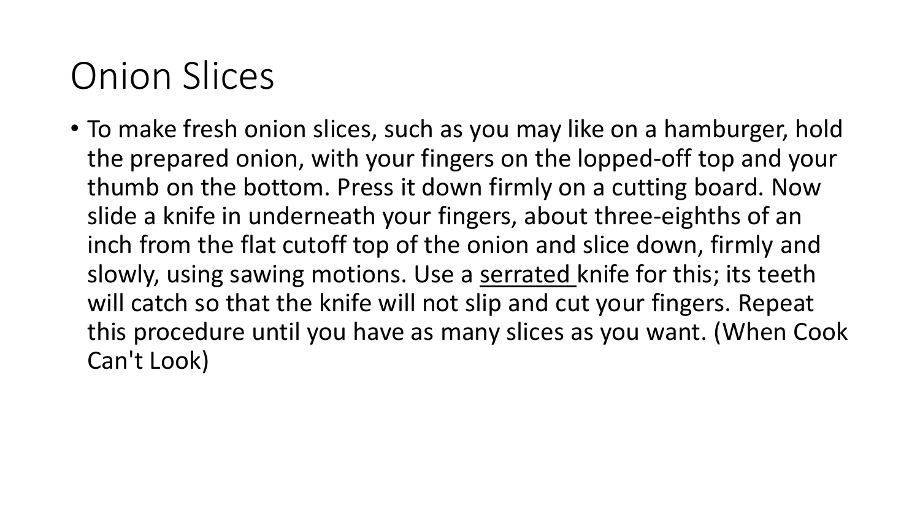# Onion Slices

- To make fresh onion slices, such as you may like on a hamburger, hold the prepared onion, with your fingers on the lopped-off top and your thumb on the bottom. Press it down firmly on a cutting board. Now slide a knife in underneath your fingers, about three-eighths of an inch from the flat cutoff top of the onion and slice down, firmly and slowly, using sawing motions. Use a <u>serrated</u> knife for this; its teeth will catch so that the knife will not slip and cut your fingers. Repeat this procedure until you have as many slices as you want. (When Cook Can't Look)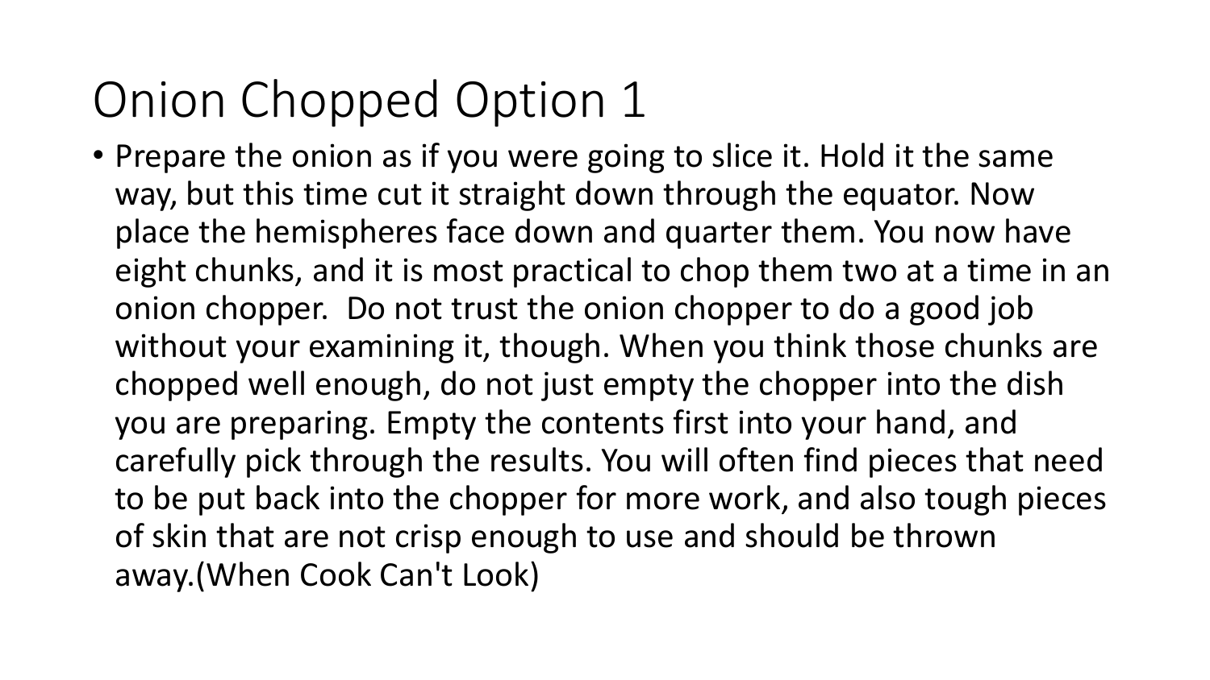# Onion Chopped Option 1

- Prepare the onion as if you were going to slice it. Hold it the same way, but this time cut it straight down through the equator. Now place the hemispheres face down and quarter them. You now have eight chunks, and it is most practical to chop them two at a time in an onion chopper.  Do not trust the onion chopper to do a good job without your examining it, though. When you think those chunks are chopped well enough, do not just empty the chopper into the dish you are preparing. Empty the contents first into your hand, and carefully pick through the results. You will often find pieces that need to be put back into the chopper for more work, and also tough pieces of skin that are not crisp enough to use and should be thrown away.(When Cook Can't Look)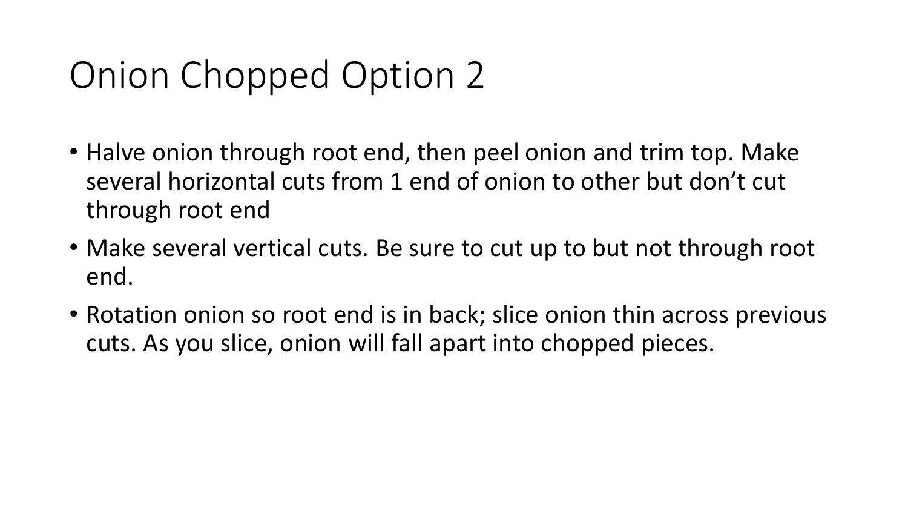# Onion Chopped Option 2

- Halve onion through root end, then peel onion and trim top. Make several horizontal cuts from 1 end of onion to other but don't cut through root end
- Make several vertical cuts. Be sure to cut up to but not through root end.
- Rotation onion so root end is in back; slice onion thin across previous cuts. As you slice, onion will fall apart into chopped pieces.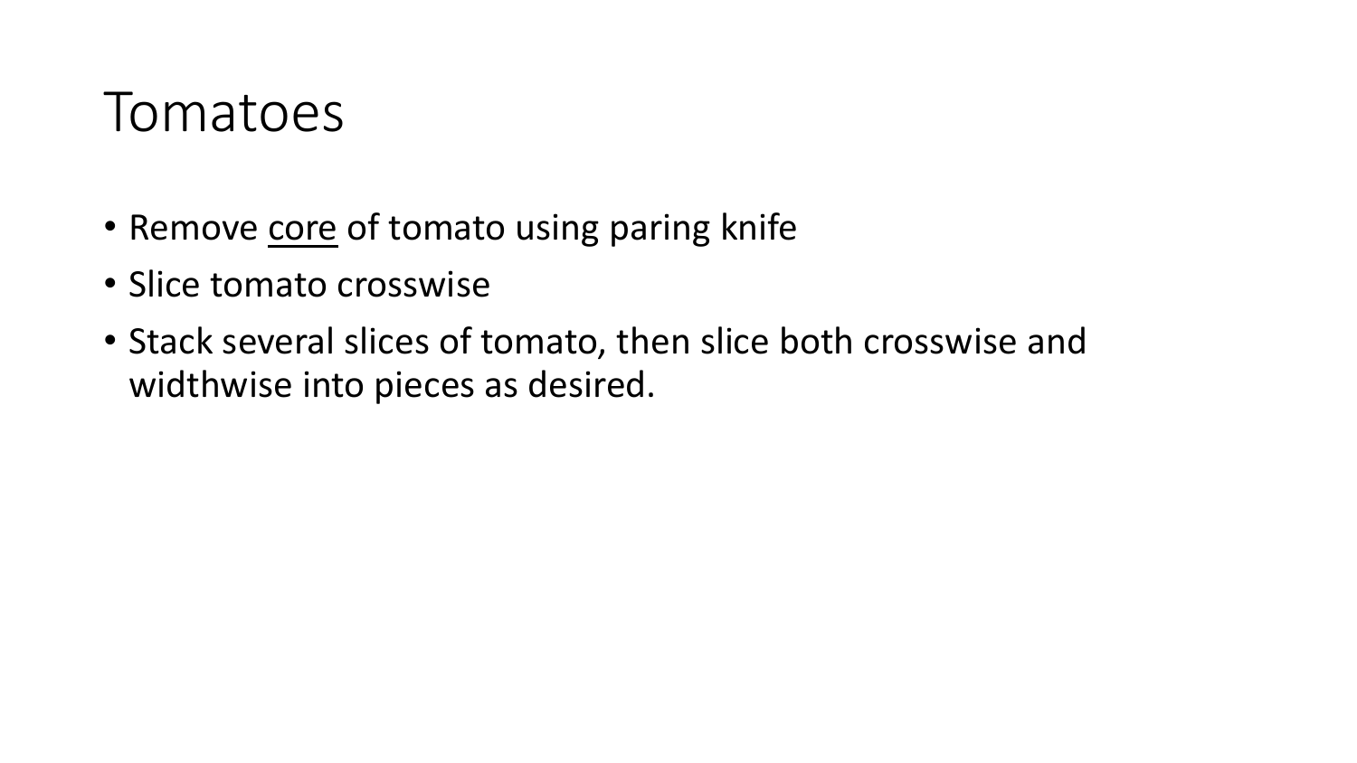# Tomatoes

- Remove <u>core</u> of tomato using paring knife
- Slice tomato crosswise
- Stack several slices of tomato, then slice both crosswise and widthwise into pieces as desired.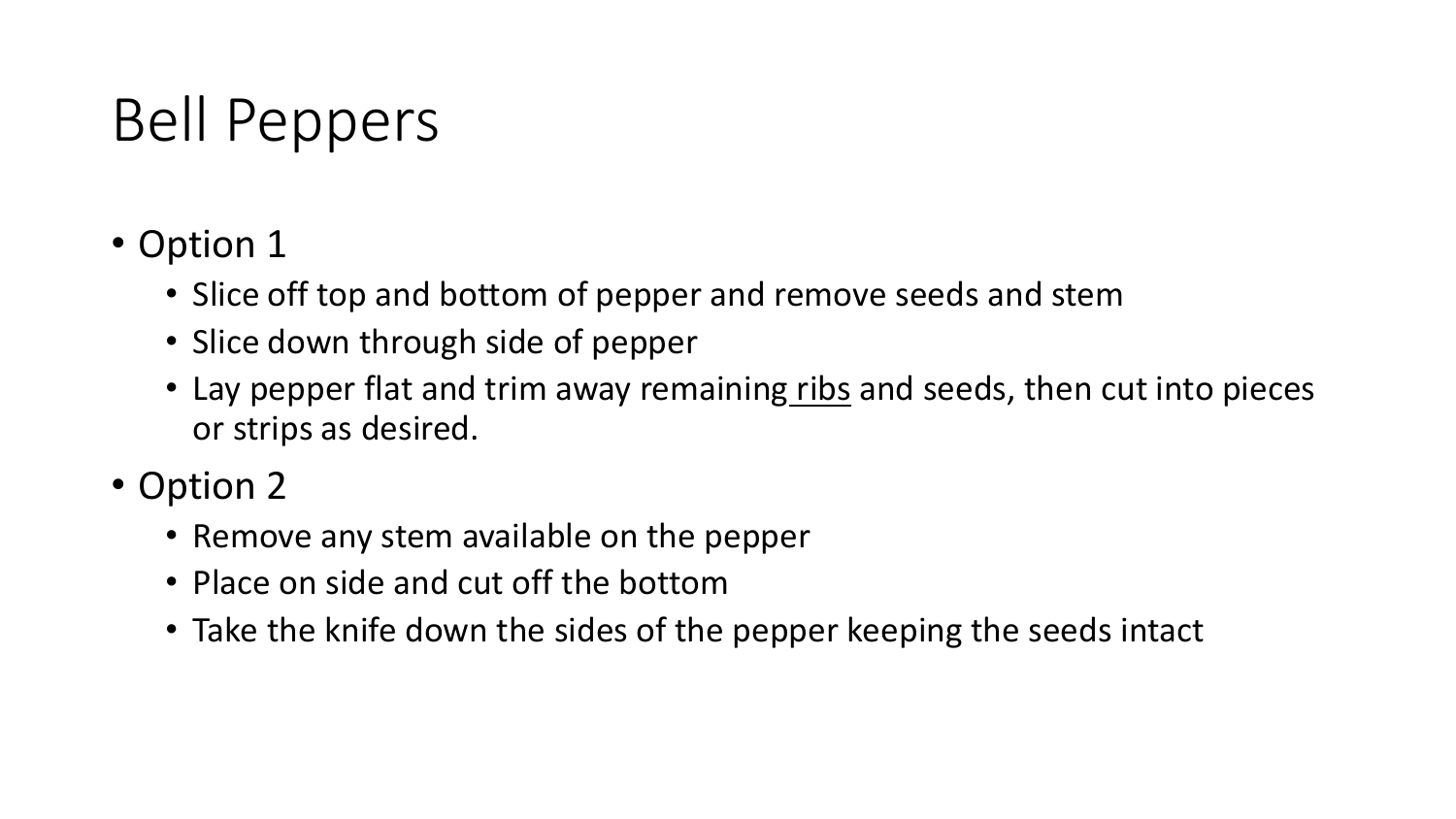# Bell Peppers

- Option 1
  - Slice off top and bottom of pepper and remove seeds and stem
  - Slice down through side of pepper
  - Lay pepper flat and trim away remaining ribs and seeds, then cut into pieces or strips as desired.
- Option 2
  - Remove any stem available on the pepper
  - Place on side and cut off the bottom
  - Take the knife down the sides of the pepper keeping the seeds intact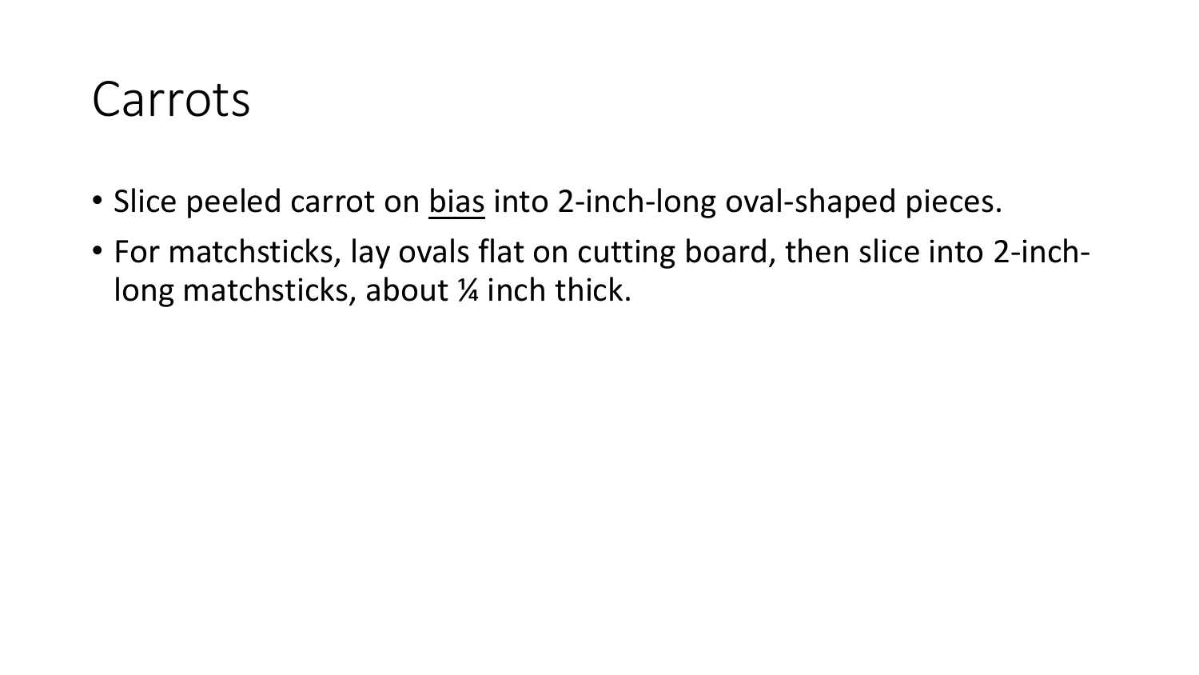# Carrots

- Slice peeled carrot on <u>bias</u> into 2-inch-long oval-shaped pieces.
- For matchsticks, lay ovals flat on cutting board, then slice into 2-inch-long matchsticks, about ¼ inch thick.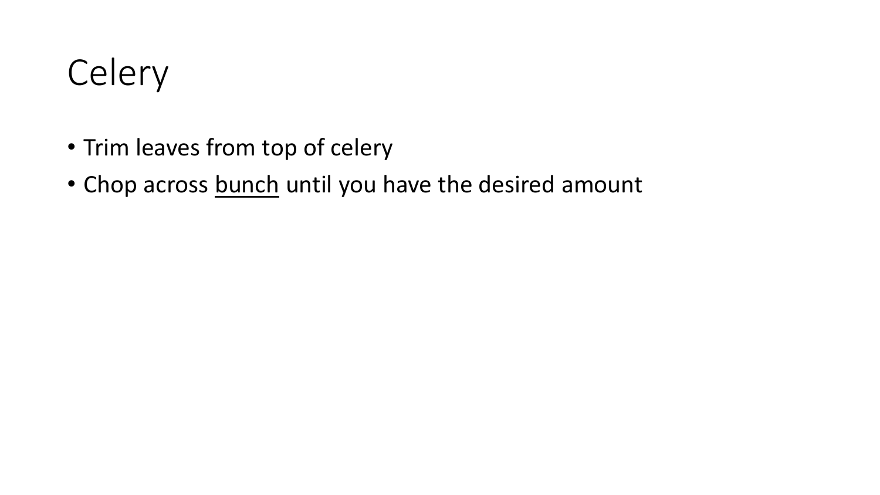# Celery

- Trim leaves from top of celery
- Chop across <u>bunch</u> until you have the desired amount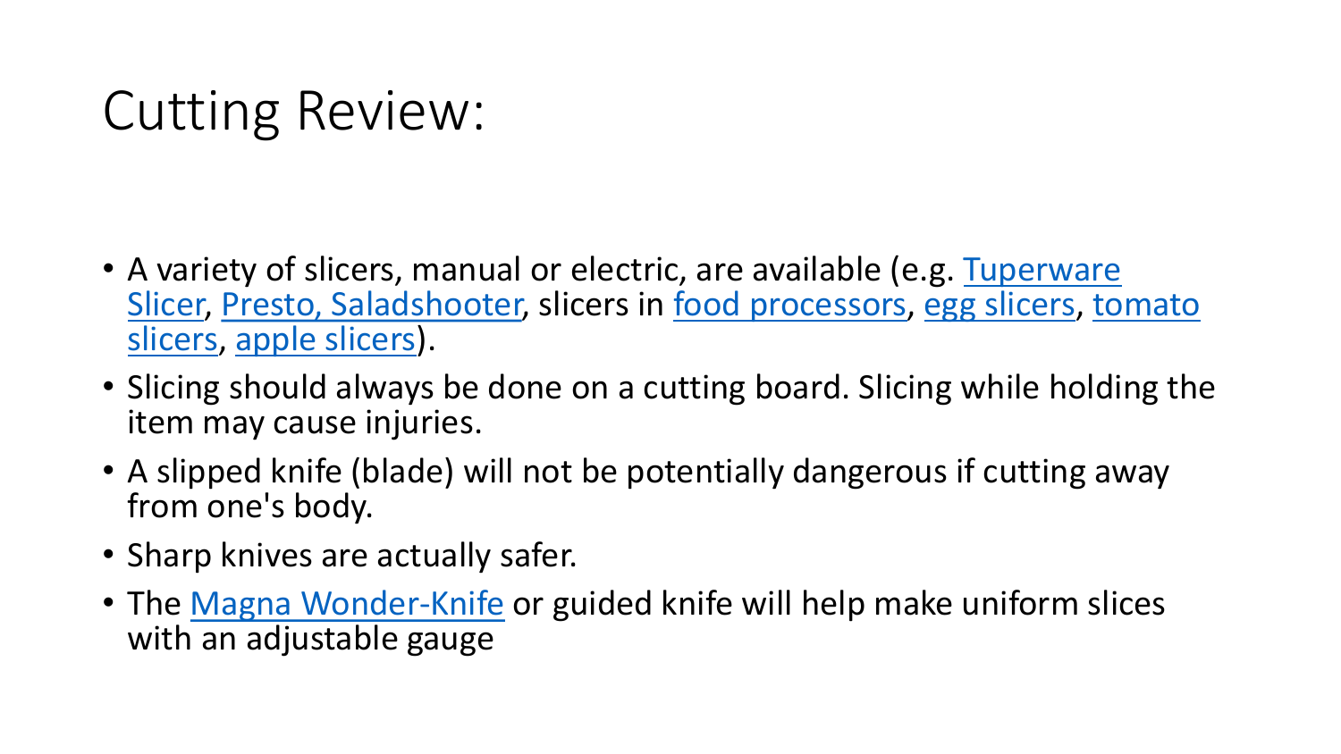# Cutting Review:

- A variety of slicers, manual or electric, are available (e.g. Tuperware Slicer, Presto, Saladshooter, slicers in food processors, egg slicers, tomato slicers, apple slicers).
- Slicing should always be done on a cutting board. Slicing while holding the item may cause injuries.
- A slipped knife (blade) will not be potentially dangerous if cutting away from one's body.
- Sharp knives are actually safer.
- The Magna Wonder-Knife or guided knife will help make uniform slices with an adjustable gauge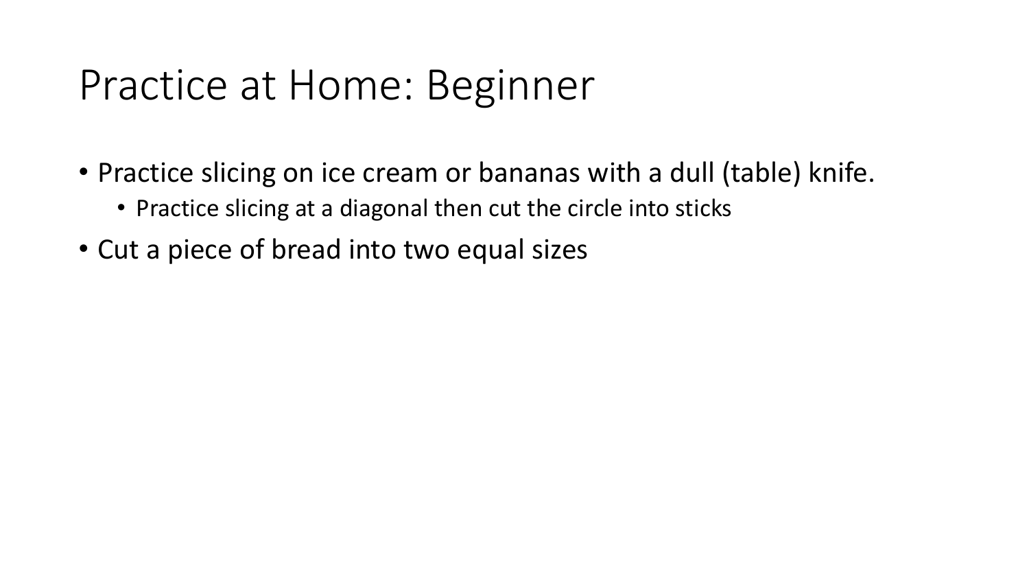# Practice at Home: Beginner

- Practice slicing on ice cream or bananas with a dull (table) knife.
  - Practice slicing at a diagonal then cut the circle into sticks
- Cut a piece of bread into two equal sizes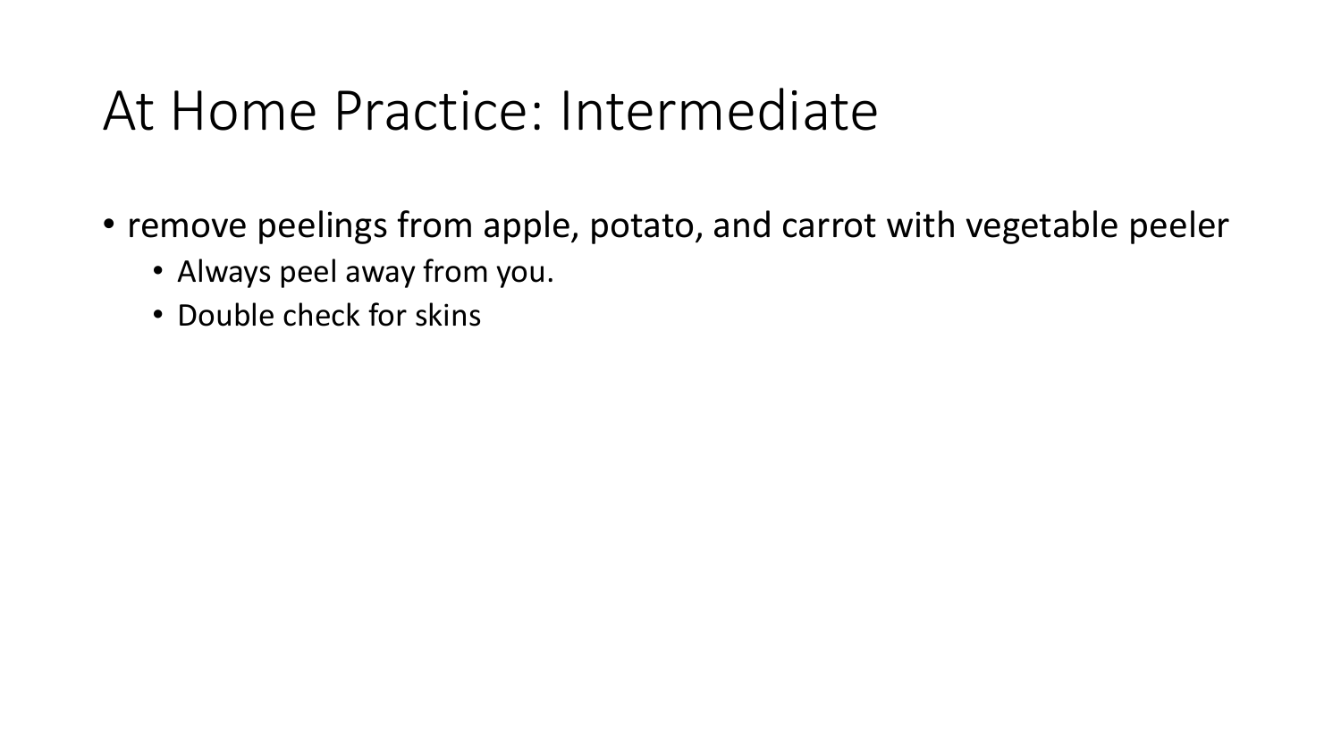# At Home Practice: Intermediate

- remove peelings from apple, potato, and carrot with vegetable peeler
  - Always peel away from you.
  - Double check for skins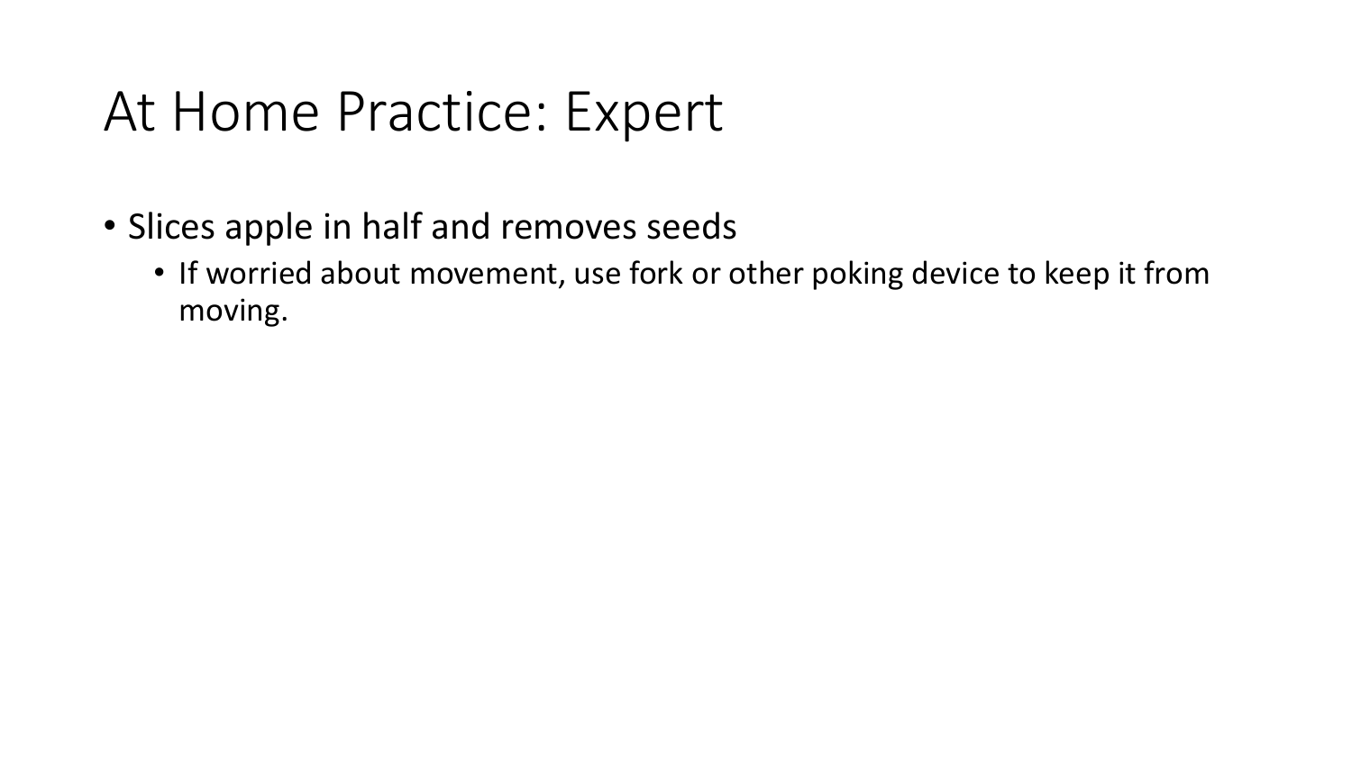# At Home Practice: Expert

- Slices apple in half and removes seeds
  - If worried about movement, use fork or other poking device to keep it from moving.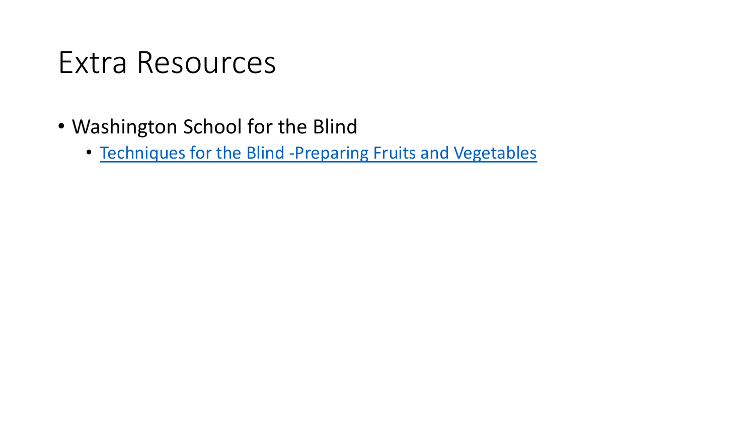# Extra Resources

- Washington School for the Blind
  - Techniques for the Blind -Preparing Fruits and Vegetables